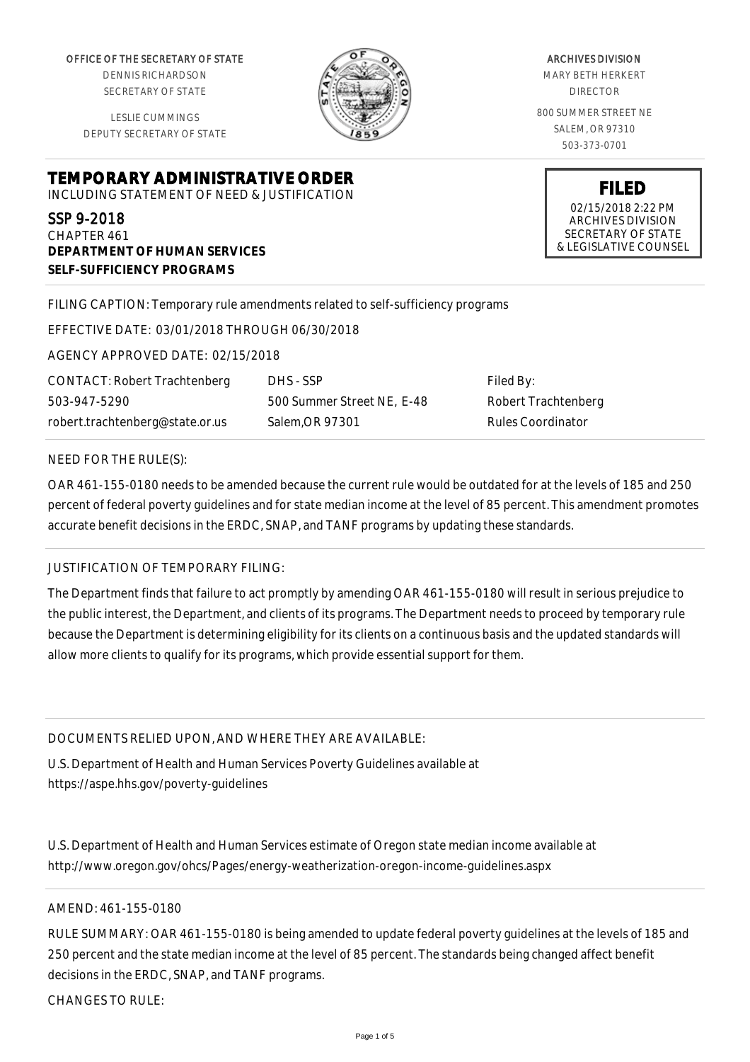OFFICE OF THE SECRETARY OF STATE
DENNIS RICHARDSON
SECRETARY OF STATE

LESLIE CUMMINGS
DEPUTY SECRETARY OF STATE

ARCHIVES DIVISION
MARY BETH HERKERT
DIRECTOR

800 SUMMER STREET NE
SALEM, OR 97310
503-373-0701

**FILED**
02/15/2018 2:22 PM
ARCHIVES DIVISION
SECRETARY OF STATE
& LEGISLATIVE COUNSEL

# TEMPORARY ADMINISTRATIVE ORDER

INCLUDING STATEMENT OF NEED & JUSTIFICATION

SSP 9-2018
CHAPTER 461
**DEPARTMENT OF HUMAN SERVICES**
**SELF-SUFFICIENCY PROGRAMS**

FILING CAPTION: Temporary rule amendments related to self-sufficiency programs

EFFECTIVE DATE: 03/01/2018 THROUGH 06/30/2018

AGENCY APPROVED DATE: 02/15/2018

| CONTACT: Robert Trachtenberg | DHS - SSP | Filed By: |
|---|---|---|
| 503-947-5290 | 500 Summer Street NE, E-48 | Robert Trachtenberg |
| robert.trachtenberg@state.or.us | Salem,OR 97301 | Rules Coordinator |

NEED FOR THE RULE(S):

OAR 461-155-0180 needs to be amended because the current rule would be outdated for at the levels of 185 and 250 percent of federal poverty guidelines and for state median income at the level of 85 percent. This amendment promotes accurate benefit decisions in the ERDC, SNAP, and TANF programs by updating these standards.

JUSTIFICATION OF TEMPORARY FILING:

The Department finds that failure to act promptly by amending OAR 461-155-0180 will result in serious prejudice to the public interest, the Department, and clients of its programs. The Department needs to proceed by temporary rule because the Department is determining eligibility for its clients on a continuous basis and the updated standards will allow more clients to qualify for its programs, which provide essential support for them.

DOCUMENTS RELIED UPON, AND WHERE THEY ARE AVAILABLE:

U.S. Department of Health and Human Services Poverty Guidelines available at https://aspe.hhs.gov/poverty-guidelines

U.S. Department of Health and Human Services estimate of Oregon state median income available at http://www.oregon.gov/ohcs/Pages/energy-weatherization-oregon-income-guidelines.aspx

AMEND: 461-155-0180

RULE SUMMARY: OAR 461-155-0180 is being amended to update federal poverty guidelines at the levels of 185 and 250 percent and the state median income at the level of 85 percent. The standards being changed affect benefit decisions in the ERDC, SNAP, and TANF programs.

CHANGES TO RULE: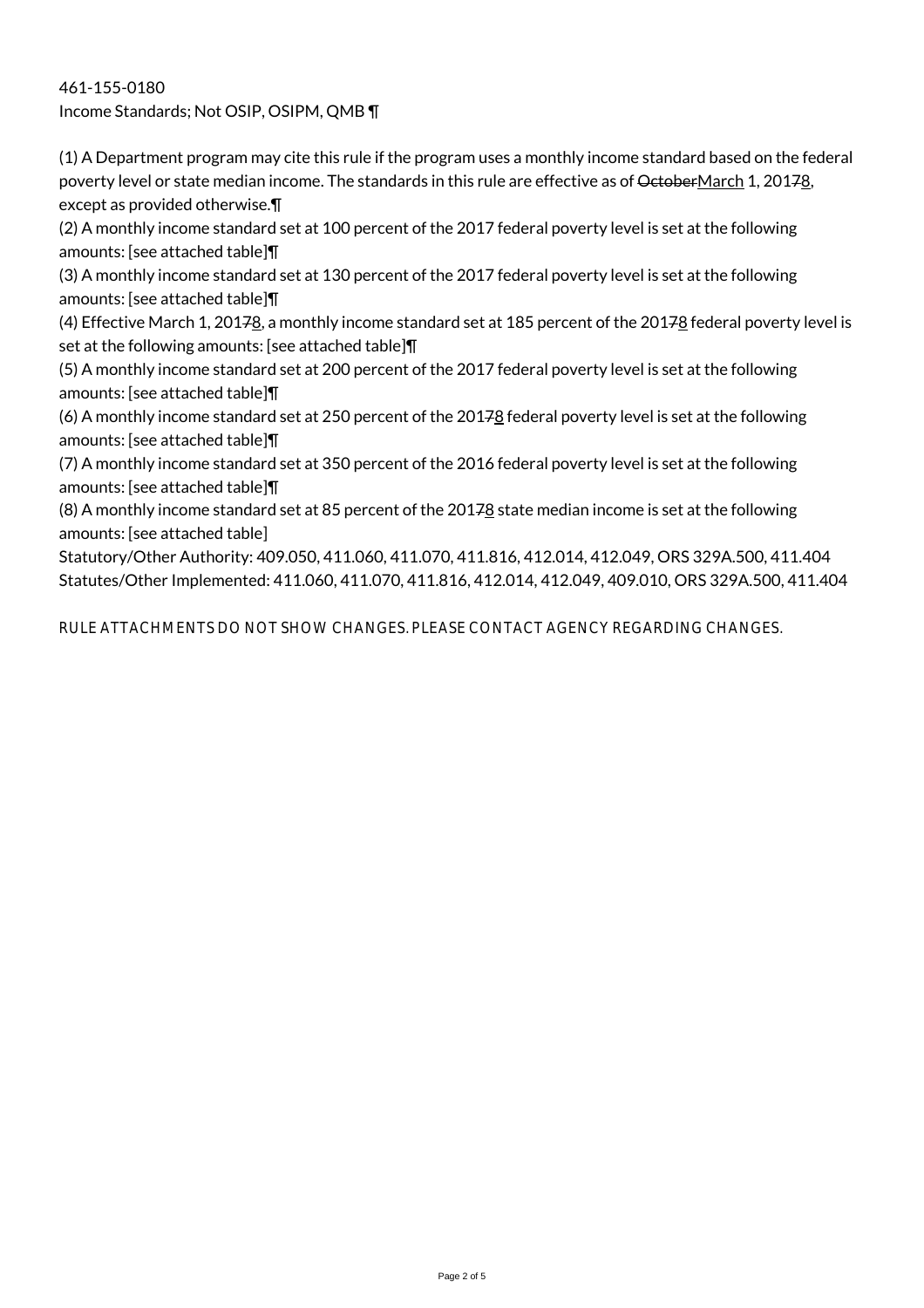461-155-0180
Income Standards; Not OSIP, OSIPM, QMB ¶

(1) A Department program may cite this rule if the program uses a monthly income standard based on the federal poverty level or state median income. The standards in this rule are effective as of ~~October~~March 1, 201~~7~~8, except as provided otherwise.¶

(2) A monthly income standard set at 100 percent of the 2017 federal poverty level is set at the following amounts: [see attached table]¶

(3) A monthly income standard set at 130 percent of the 2017 federal poverty level is set at the following amounts: [see attached table]¶

(4) Effective March 1, 201~~7~~8, a monthly income standard set at 185 percent of the 201~~7~~8 federal poverty level is set at the following amounts: [see attached table]¶

(5) A monthly income standard set at 200 percent of the 2017 federal poverty level is set at the following amounts: [see attached table]¶

(6) A monthly income standard set at 250 percent of the 201~~7~~8 federal poverty level is set at the following amounts: [see attached table]¶

(7) A monthly income standard set at 350 percent of the 2016 federal poverty level is set at the following amounts: [see attached table]¶

(8) A monthly income standard set at 85 percent of the 201~~7~~8 state median income is set at the following amounts: [see attached table]

Statutory/Other Authority: 409.050, 411.060, 411.070, 411.816, 412.014, 412.049, ORS 329A.500, 411.404
Statutes/Other Implemented: 411.060, 411.070, 411.816, 412.014, 412.049, 409.010, ORS 329A.500, 411.404

RULE ATTACHMENTS DO NOT SHOW CHANGES. PLEASE CONTACT AGENCY REGARDING CHANGES.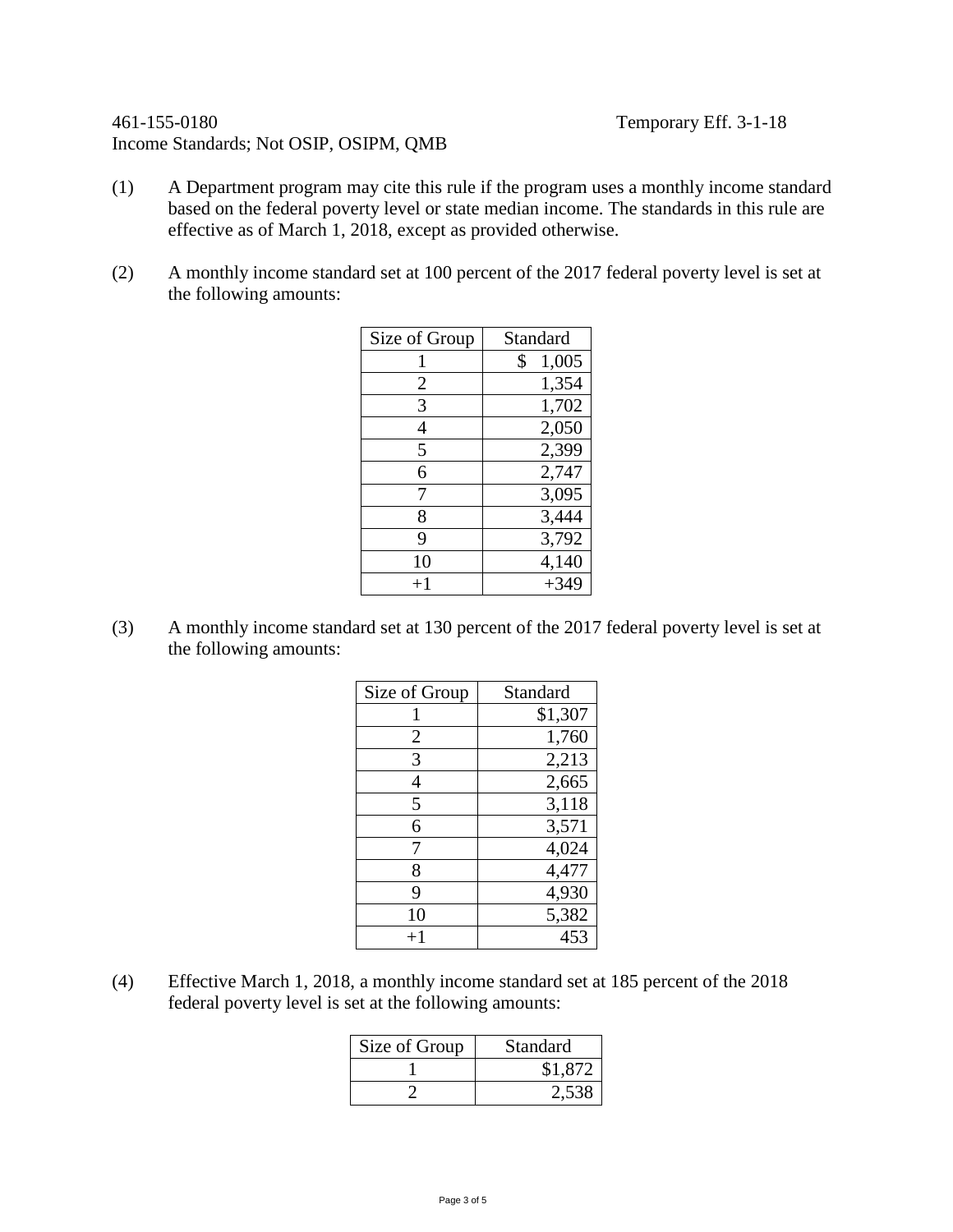461-155-0180 Temporary Eff. 3-1-18
Income Standards; Not OSIP, OSIPM, QMB

(1) A Department program may cite this rule if the program uses a monthly income standard based on the federal poverty level or state median income. The standards in this rule are effective as of March 1, 2018, except as provided otherwise.

(2) A monthly income standard set at 100 percent of the 2017 federal poverty level is set at the following amounts:

| Size of Group | Standard |
|---|---|
| 1 | $ 1,005 |
| 2 | 1,354 |
| 3 | 1,702 |
| 4 | 2,050 |
| 5 | 2,399 |
| 6 | 2,747 |
| 7 | 3,095 |
| 8 | 3,444 |
| 9 | 3,792 |
| 10 | 4,140 |
| +1 | +349 |

(3) A monthly income standard set at 130 percent of the 2017 federal poverty level is set at the following amounts:

| Size of Group | Standard |
|---|---|
| 1 | $1,307 |
| 2 | 1,760 |
| 3 | 2,213 |
| 4 | 2,665 |
| 5 | 3,118 |
| 6 | 3,571 |
| 7 | 4,024 |
| 8 | 4,477 |
| 9 | 4,930 |
| 10 | 5,382 |
| +1 | 453 |

(4) Effective March 1, 2018, a monthly income standard set at 185 percent of the 2018 federal poverty level is set at the following amounts:

| Size of Group | Standard |
|---|---|
| 1 | $1,872 |
| 2 | 2,538 |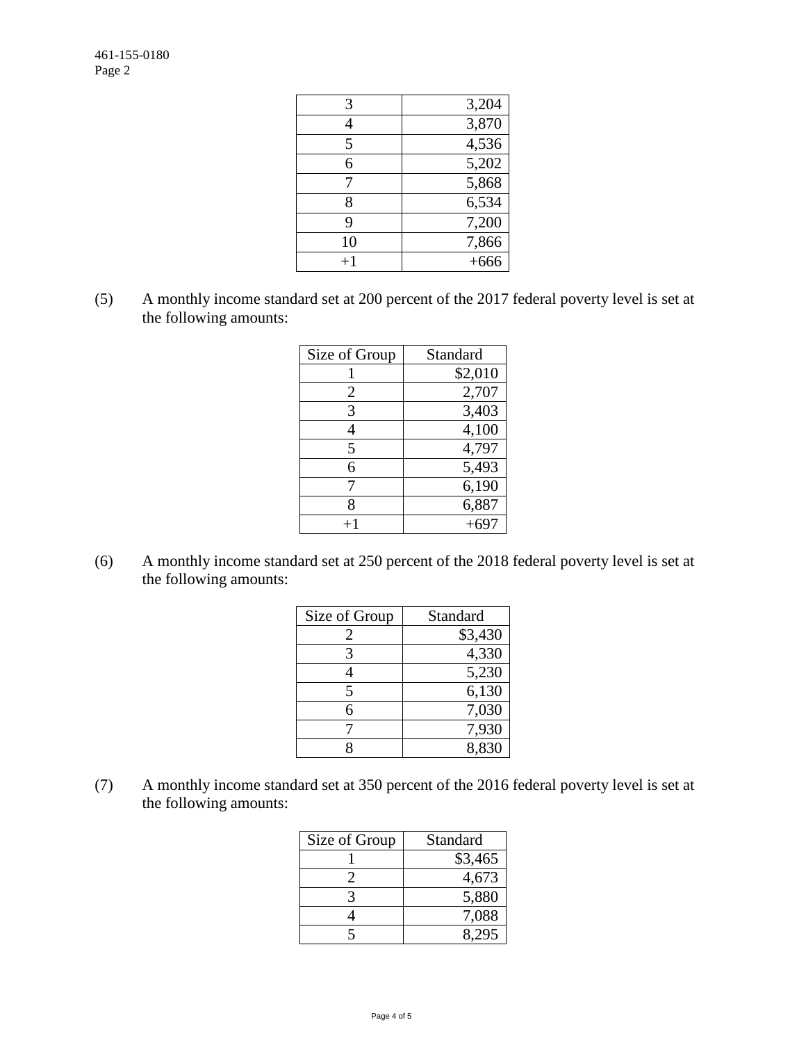| | |
|---|---|
| 3 | 3,204 |
| 4 | 3,870 |
| 5 | 4,536 |
| 6 | 5,202 |
| 7 | 5,868 |
| 8 | 6,534 |
| 9 | 7,200 |
| 10 | 7,866 |
| +1 | +666 |

(5) A monthly income standard set at 200 percent of the 2017 federal poverty level is set at the following amounts:

| Size of Group | Standard |
|---|---|
| 1 | $2,010 |
| 2 | 2,707 |
| 3 | 3,403 |
| 4 | 4,100 |
| 5 | 4,797 |
| 6 | 5,493 |
| 7 | 6,190 |
| 8 | 6,887 |
| +1 | +697 |

(6) A monthly income standard set at 250 percent of the 2018 federal poverty level is set at the following amounts:

| Size of Group | Standard |
|---|---|
| 2 | $3,430 |
| 3 | 4,330 |
| 4 | 5,230 |
| 5 | 6,130 |
| 6 | 7,030 |
| 7 | 7,930 |
| 8 | 8,830 |

(7) A monthly income standard set at 350 percent of the 2016 federal poverty level is set at the following amounts:

| Size of Group | Standard |
|---|---|
| 1 | $3,465 |
| 2 | 4,673 |
| 3 | 5,880 |
| 4 | 7,088 |
| 5 | 8,295 |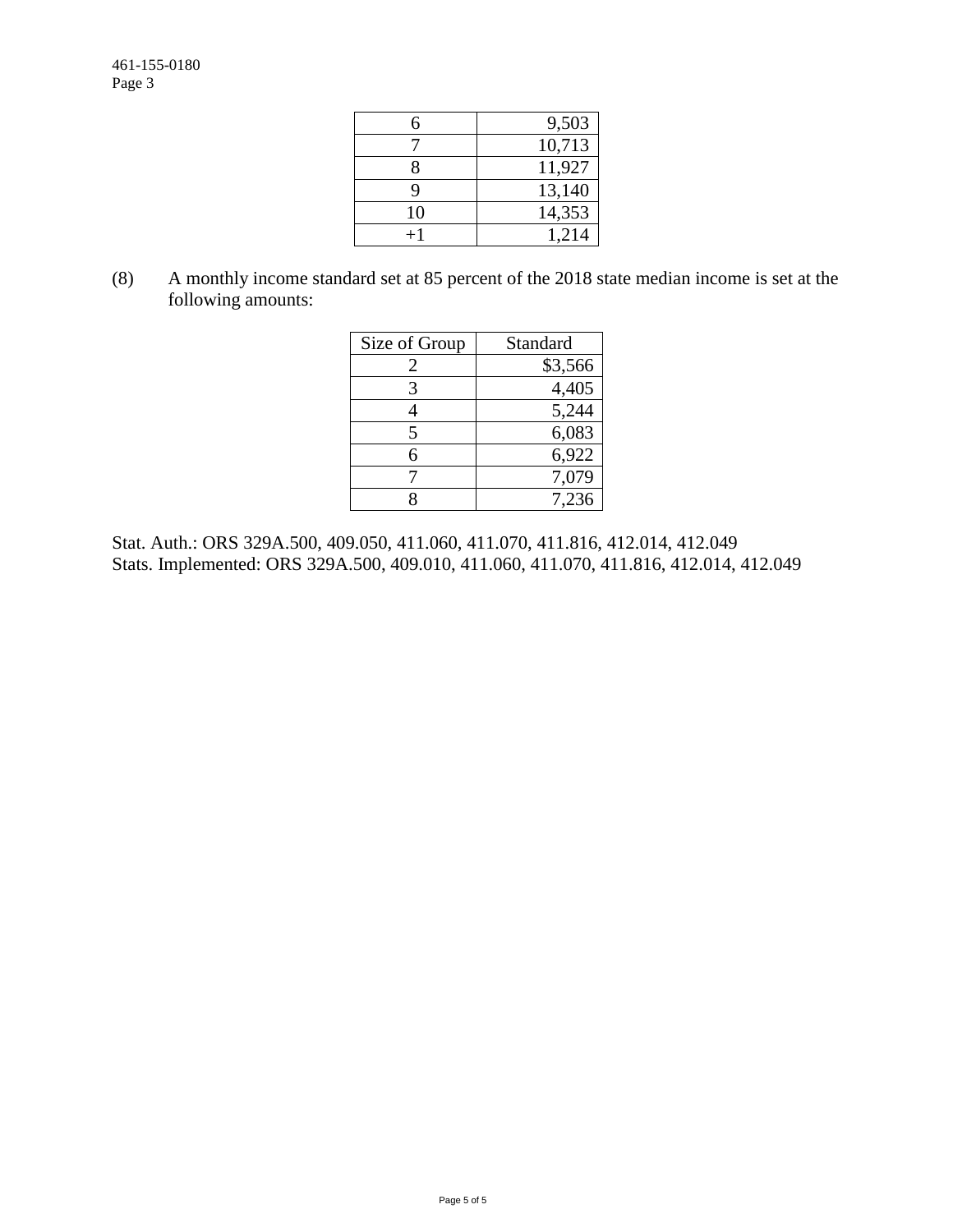| | |
|---|---|
| 6 | 9,503 |
| 7 | 10,713 |
| 8 | 11,927 |
| 9 | 13,140 |
| 10 | 14,353 |
| +1 | 1,214 |

(8) A monthly income standard set at 85 percent of the 2018 state median income is set at the following amounts:

| Size of Group | Standard |
|---|---|
| 2 | $3,566 |
| 3 | 4,405 |
| 4 | 5,244 |
| 5 | 6,083 |
| 6 | 6,922 |
| 7 | 7,079 |
| 8 | 7,236 |

Stat. Auth.: ORS 329A.500, 409.050, 411.060, 411.070, 411.816, 412.014, 412.049
Stats. Implemented: ORS 329A.500, 409.010, 411.060, 411.070, 411.816, 412.014, 412.049